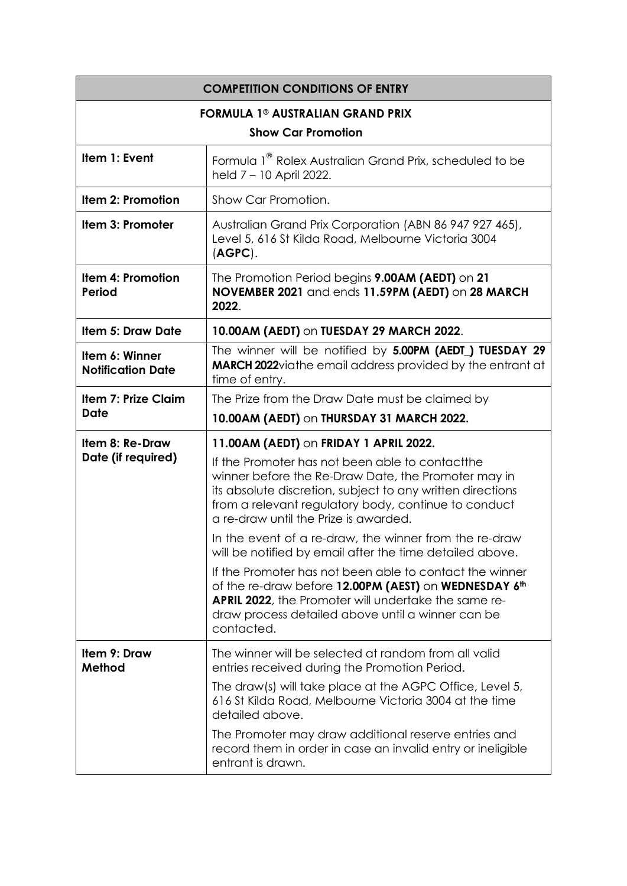| COMPETITION CONDITIONS OF ENTRY | |
|---|---|
| **FORMULA 1® AUSTRALIAN GRAND PRIX**<br>**Show Car Promotion** | |
| **Item 1: Event** | Formula 1® Rolex Australian Grand Prix, scheduled to be held 7 – 10 April 2022. |
| **Item 2: Promotion** | Show Car Promotion. |
| **Item 3: Promoter** | Australian Grand Prix Corporation (ABN 86 947 927 465), Level 5, 616 St Kilda Road, Melbourne Victoria 3004 (**AGPC**). |
| **Item 4: Promotion Period** | The Promotion Period begins **9.00AM (AEDT)** on **21 NOVEMBER 2021** and ends **11.59PM (AEDT)** on **28 MARCH 2022**. |
| **Item 5: Draw Date** | **10.00AM (AEDT)** on **TUESDAY 29 MARCH 2022**. |
| **Item 6: Winner Notification Date** | The winner will be notified by **5.00PM (AEDT_) TUESDAY 29 MARCH 2022**viathe email address provided by the entrant at time of entry. |
| **Item 7: Prize Claim Date** | The Prize from the Draw Date must be claimed by<br>**10.00AM (AEDT)** on **THURSDAY 31 MARCH 2022.** |
| **Item 8: Re-Draw Date (if required)** | **11.00AM (AEDT)** on **FRIDAY 1 APRIL 2022.**<br>If the Promoter has not been able to contactthe winner before the Re-Draw Date, the Promoter may in its absolute discretion, subject to any written directions from a relevant regulatory body, continue to conduct a re-draw until the Prize is awarded.<br>In the event of a re-draw, the winner from the re-draw will be notified by email after the time detailed above.<br>If the Promoter has not been able to contact the winner of the re-draw before **12.00PM (AEST)** on **WEDNESDAY 6th APRIL 2022**, the Promoter will undertake the same re-draw process detailed above until a winner can be contacted. |
| **Item 9: Draw Method** | The winner will be selected at random from all valid entries received during the Promotion Period.<br>The draw(s) will take place at the AGPC Office, Level 5, 616 St Kilda Road, Melbourne Victoria 3004 at the time detailed above.<br>The Promoter may draw additional reserve entries and record them in order in case an invalid entry or ineligible entrant is drawn. |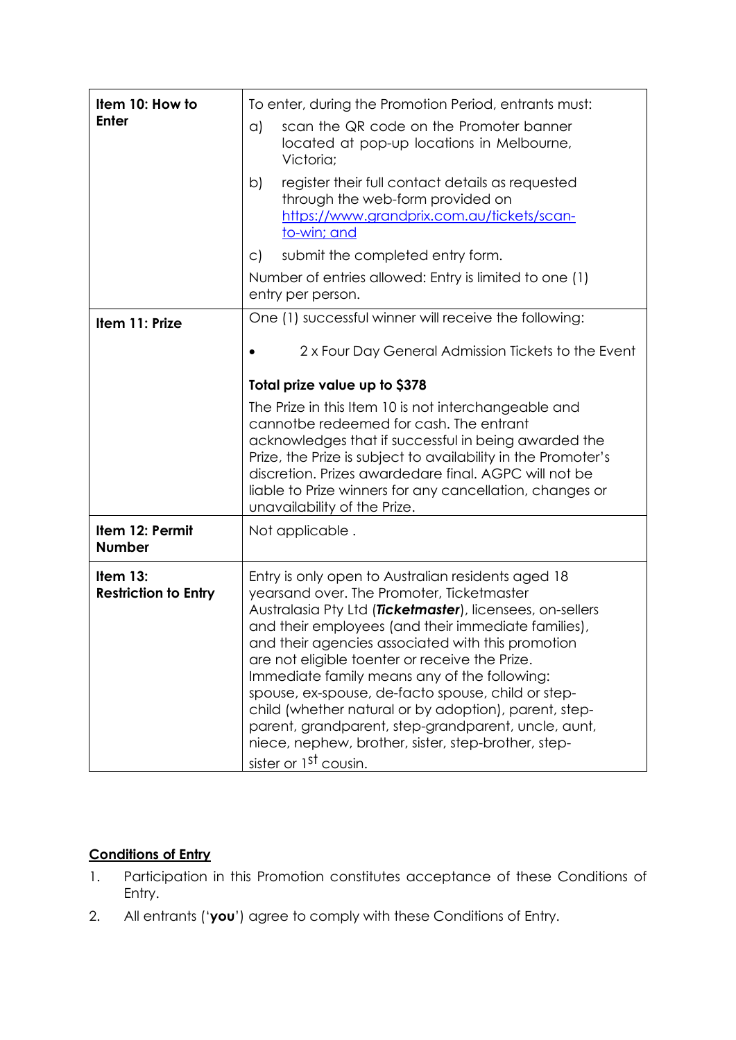| | |
|---|---|
| **Item 10: How to Enter** | To enter, during the Promotion Period, entrants must:<br>a) scan the QR code on the Promoter banner located at pop-up locations in Melbourne, Victoria;<br>b) register their full contact details as requested through the web-form provided on [https://www.grandprix.com.au/tickets/scan-to-win; and](https://www.grandprix.com.au/tickets/scan-to-win)<br>c) submit the completed entry form.<br>Number of entries allowed: Entry is limited to one (1) entry per person. |
| **Item 11: Prize** | One (1) successful winner will receive the following:<br>• 2 x Four Day General Admission Tickets to the Event<br>**Total prize value up to $378**<br>The Prize in this Item 10 is not interchangeable and cannotbe redeemed for cash. The entrant acknowledges that if successful in being awarded the Prize, the Prize is subject to availability in the Promoter's discretion. Prizes awardedare final. AGPC will not be liable to Prize winners for any cancellation, changes or unavailability of the Prize. |
| **Item 12: Permit Number** | Not applicable . |
| **Item 13: Restriction to Entry** | Entry is only open to Australian residents aged 18 yearsand over. The Promoter, Ticketmaster Australasia Pty Ltd (***Ticketmaster***), licensees, on-sellers and their employees (and their immediate families), and their agencies associated with this promotion are not eligible toenter or receive the Prize. Immediate family means any of the following: spouse, ex-spouse, de-facto spouse, child or step-child (whether natural or by adoption), parent, step-parent, grandparent, step-grandparent, uncle, aunt, niece, nephew, brother, sister, step-brother, step-sister or 1st cousin. |

**Conditions of Entry**

1. Participation in this Promotion constitutes acceptance of these Conditions of Entry.
2. All entrants ('**you**') agree to comply with these Conditions of Entry.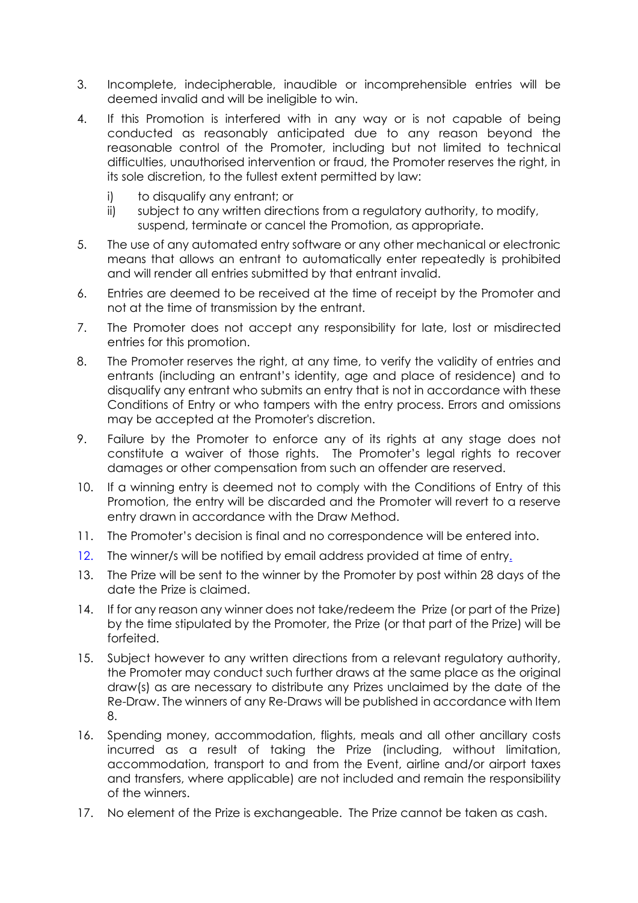3. Incomplete, indecipherable, inaudible or incomprehensible entries will be deemed invalid and will be ineligible to win.

4. If this Promotion is interfered with in any way or is not capable of being conducted as reasonably anticipated due to any reason beyond the reasonable control of the Promoter, including but not limited to technical difficulties, unauthorised intervention or fraud, the Promoter reserves the right, in its sole discretion, to the fullest extent permitted by law:

   i) to disqualify any entrant; or
   ii) subject to any written directions from a regulatory authority, to modify, suspend, terminate or cancel the Promotion, as appropriate.

5. The use of any automated entry software or any other mechanical or electronic means that allows an entrant to automatically enter repeatedly is prohibited and will render all entries submitted by that entrant invalid.

6. Entries are deemed to be received at the time of receipt by the Promoter and not at the time of transmission by the entrant.

7. The Promoter does not accept any responsibility for late, lost or misdirected entries for this promotion.

8. The Promoter reserves the right, at any time, to verify the validity of entries and entrants (including an entrant's identity, age and place of residence) and to disqualify any entrant who submits an entry that is not in accordance with these Conditions of Entry or who tampers with the entry process. Errors and omissions may be accepted at the Promoter's discretion.

9. Failure by the Promoter to enforce any of its rights at any stage does not constitute a waiver of those rights. The Promoter's legal rights to recover damages or other compensation from such an offender are reserved.

10. If a winning entry is deemed not to comply with the Conditions of Entry of this Promotion, the entry will be discarded and the Promoter will revert to a reserve entry drawn in accordance with the Draw Method.

11. The Promoter's decision is final and no correspondence will be entered into.

12. The winner/s will be notified by email address provided at time of entry.

13. The Prize will be sent to the winner by the Promoter by post within 28 days of the date the Prize is claimed.

14. If for any reason any winner does not take/redeem the Prize (or part of the Prize) by the time stipulated by the Promoter, the Prize (or that part of the Prize) will be forfeited.

15. Subject however to any written directions from a relevant regulatory authority, the Promoter may conduct such further draws at the same place as the original draw(s) as are necessary to distribute any Prizes unclaimed by the date of the Re-Draw. The winners of any Re-Draws will be published in accordance with Item 8.

16. Spending money, accommodation, flights, meals and all other ancillary costs incurred as a result of taking the Prize (including, without limitation, accommodation, transport to and from the Event, airline and/or airport taxes and transfers, where applicable) are not included and remain the responsibility of the winners.

17. No element of the Prize is exchangeable. The Prize cannot be taken as cash.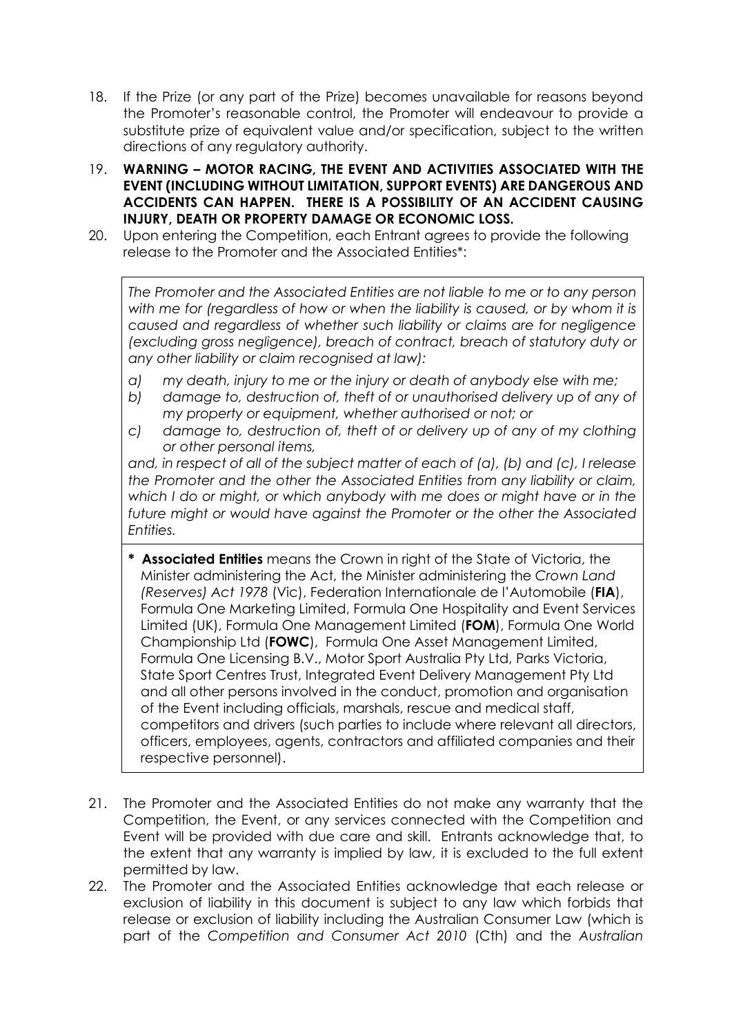18. If the Prize (or any part of the Prize) becomes unavailable for reasons beyond the Promoter's reasonable control, the Promoter will endeavour to provide a substitute prize of equivalent value and/or specification, subject to the written directions of any regulatory authority.
19. **WARNING – MOTOR RACING, THE EVENT AND ACTIVITIES ASSOCIATED WITH THE EVENT (INCLUDING WITHOUT LIMITATION, SUPPORT EVENTS) ARE DANGEROUS AND ACCIDENTS CAN HAPPEN. THERE IS A POSSIBILITY OF AN ACCIDENT CAUSING INJURY, DEATH OR PROPERTY DAMAGE OR ECONOMIC LOSS.**
20. Upon entering the Competition, each Entrant agrees to provide the following release to the Promoter and the Associated Entities*:

> *The Promoter and the Associated Entities are not liable to me or to any person with me for (regardless of how or when the liability is caused, or by whom it is caused and regardless of whether such liability or claims are for negligence (excluding gross negligence), breach of contract, breach of statutory duty or any other liability or claim recognised at law):*
>
> *a) my death, injury to me or the injury or death of anybody else with me;*
>
> *b) damage to, destruction of, theft of or unauthorised delivery up of any of my property or equipment, whether authorised or not; or*
>
> *c) damage to, destruction of, theft of or delivery up of any of my clothing or other personal items,*
>
> *and, in respect of all of the subject matter of each of (a), (b) and (c), I release the Promoter and the other the Associated Entities from any liability or claim, which I do or might, or which anybody with me does or might have or in the future might or would have against the Promoter or the other the Associated Entities.*

\* **Associated Entities** means the Crown in right of the State of Victoria, the Minister administering the Act, the Minister administering the *Crown Land (Reserves) Act 1978* (Vic), Federation Internationale de l'Automobile (**FIA**), Formula One Marketing Limited, Formula One Hospitality and Event Services Limited (UK), Formula One Management Limited (**FOM**), Formula One World Championship Ltd (**FOWC**), Formula One Asset Management Limited, Formula One Licensing B.V., Motor Sport Australia Pty Ltd, Parks Victoria, State Sport Centres Trust, Integrated Event Delivery Management Pty Ltd and all other persons involved in the conduct, promotion and organisation of the Event including officials, marshals, rescue and medical staff, competitors and drivers (such parties to include where relevant all directors, officers, employees, agents, contractors and affiliated companies and their respective personnel).

21. The Promoter and the Associated Entities do not make any warranty that the Competition, the Event, or any services connected with the Competition and Event will be provided with due care and skill. Entrants acknowledge that, to the extent that any warranty is implied by law, it is excluded to the full extent permitted by law.
22. The Promoter and the Associated Entities acknowledge that each release or exclusion of liability in this document is subject to any law which forbids that release or exclusion of liability including the Australian Consumer Law (which is part of the *Competition and Consumer Act 2010* (Cth) and the *Australian*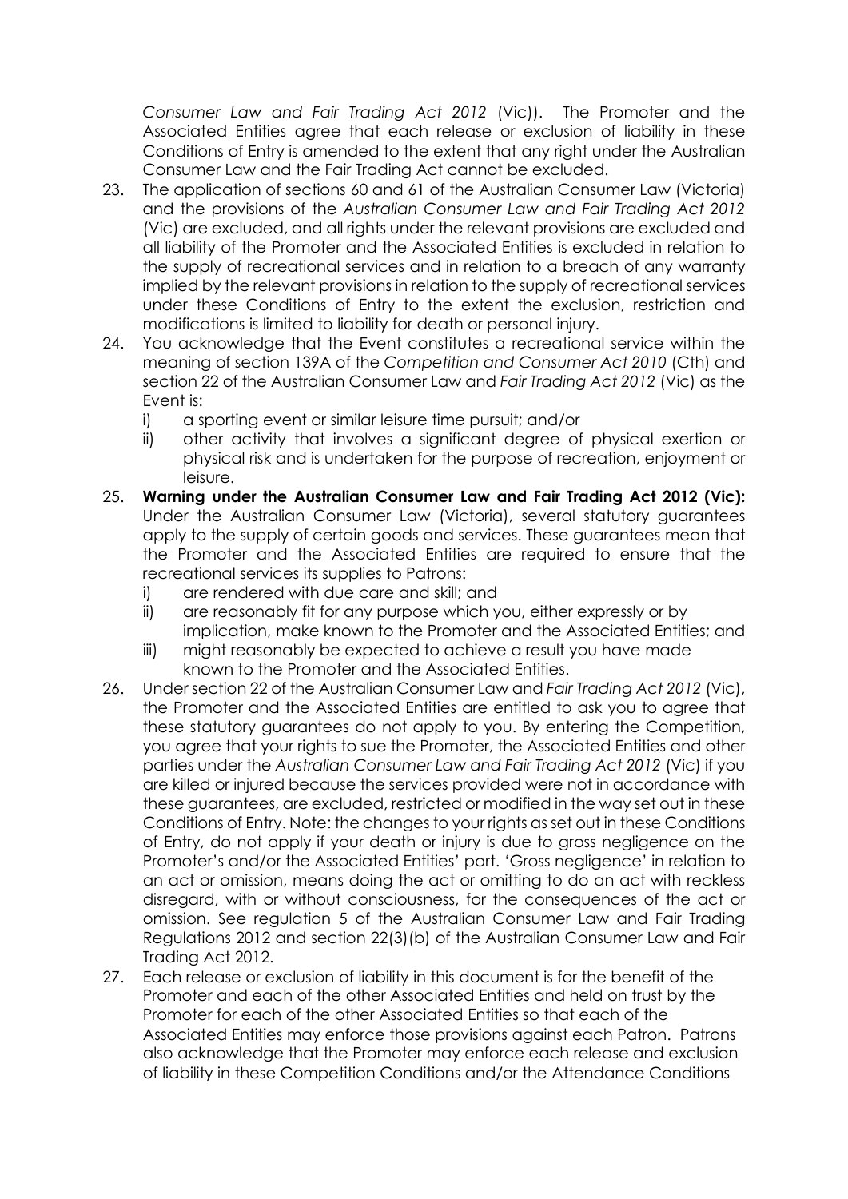*Consumer Law and Fair Trading Act 2012* (Vic)). The Promoter and the Associated Entities agree that each release or exclusion of liability in these Conditions of Entry is amended to the extent that any right under the Australian Consumer Law and the Fair Trading Act cannot be excluded.

23. The application of sections 60 and 61 of the Australian Consumer Law (Victoria) and the provisions of the *Australian Consumer Law and Fair Trading Act 2012* (Vic) are excluded, and all rights under the relevant provisions are excluded and all liability of the Promoter and the Associated Entities is excluded in relation to the supply of recreational services and in relation to a breach of any warranty implied by the relevant provisions in relation to the supply of recreational services under these Conditions of Entry to the extent the exclusion, restriction and modifications is limited to liability for death or personal injury.
24. You acknowledge that the Event constitutes a recreational service within the meaning of section 139A of the *Competition and Consumer Act 2010* (Cth) and section 22 of the Australian Consumer Law and *Fair Trading Act 2012* (Vic) as the Event is:
    i) a sporting event or similar leisure time pursuit; and/or
    ii) other activity that involves a significant degree of physical exertion or physical risk and is undertaken for the purpose of recreation, enjoyment or leisure.
25. **Warning under the Australian Consumer Law and Fair Trading Act 2012 (Vic):** Under the Australian Consumer Law (Victoria), several statutory guarantees apply to the supply of certain goods and services. These guarantees mean that the Promoter and the Associated Entities are required to ensure that the recreational services its supplies to Patrons:
    i) are rendered with due care and skill; and
    ii) are reasonably fit for any purpose which you, either expressly or by implication, make known to the Promoter and the Associated Entities; and
    iii) might reasonably be expected to achieve a result you have made known to the Promoter and the Associated Entities.
26. Under section 22 of the Australian Consumer Law and *Fair Trading Act 2012* (Vic), the Promoter and the Associated Entities are entitled to ask you to agree that these statutory guarantees do not apply to you. By entering the Competition, you agree that your rights to sue the Promoter, the Associated Entities and other parties under the *Australian Consumer Law and Fair Trading Act 2012* (Vic) if you are killed or injured because the services provided were not in accordance with these guarantees, are excluded, restricted or modified in the way set out in these Conditions of Entry. Note: the changes to your rights as set out in these Conditions of Entry, do not apply if your death or injury is due to gross negligence on the Promoter's and/or the Associated Entities' part. 'Gross negligence' in relation to an act or omission, means doing the act or omitting to do an act with reckless disregard, with or without consciousness, for the consequences of the act or omission. See regulation 5 of the Australian Consumer Law and Fair Trading Regulations 2012 and section 22(3)(b) of the Australian Consumer Law and Fair Trading Act 2012.
27. Each release or exclusion of liability in this document is for the benefit of the Promoter and each of the other Associated Entities and held on trust by the Promoter for each of the other Associated Entities so that each of the Associated Entities may enforce those provisions against each Patron. Patrons also acknowledge that the Promoter may enforce each release and exclusion of liability in these Competition Conditions and/or the Attendance Conditions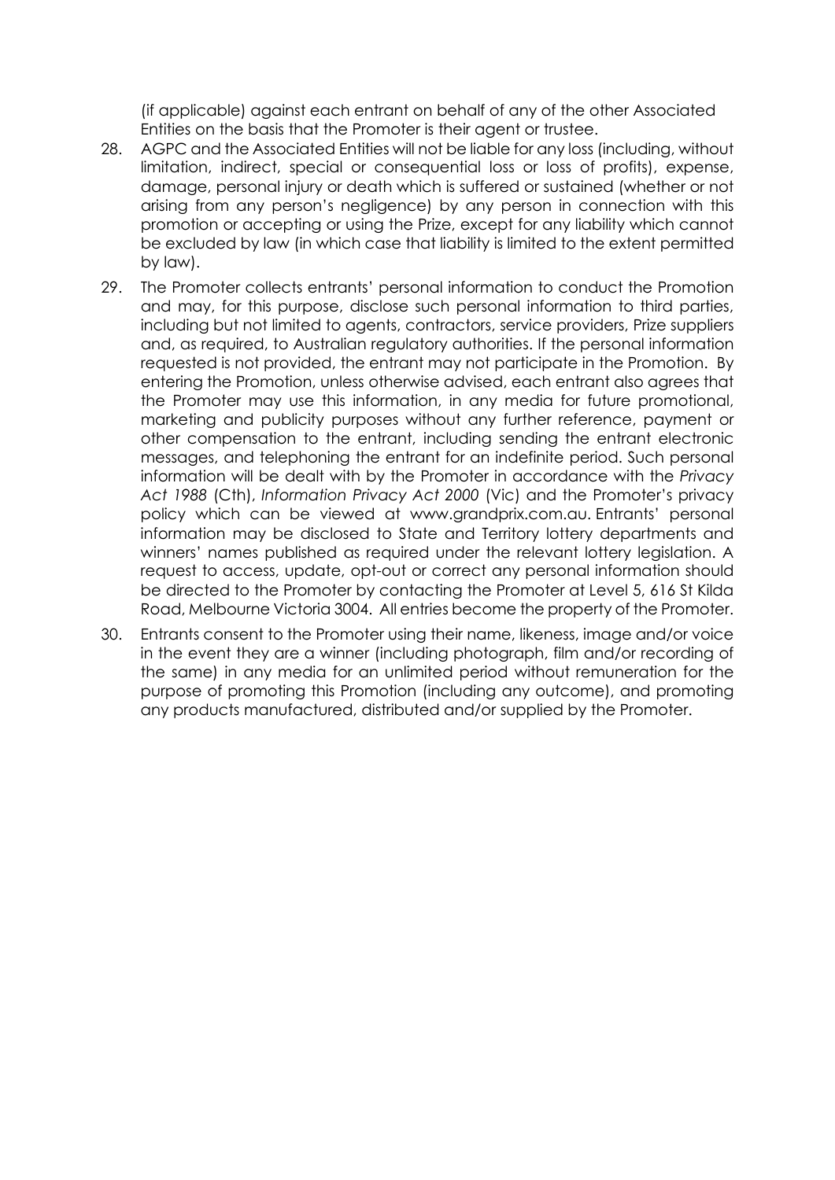(if applicable) against each entrant on behalf of any of the other Associated Entities on the basis that the Promoter is their agent or trustee.

28. AGPC and the Associated Entities will not be liable for any loss (including, without limitation, indirect, special or consequential loss or loss of profits), expense, damage, personal injury or death which is suffered or sustained (whether or not arising from any person's negligence) by any person in connection with this promotion or accepting or using the Prize, except for any liability which cannot be excluded by law (in which case that liability is limited to the extent permitted by law).

29. The Promoter collects entrants' personal information to conduct the Promotion and may, for this purpose, disclose such personal information to third parties, including but not limited to agents, contractors, service providers, Prize suppliers and, as required, to Australian regulatory authorities. If the personal information requested is not provided, the entrant may not participate in the Promotion. By entering the Promotion, unless otherwise advised, each entrant also agrees that the Promoter may use this information, in any media for future promotional, marketing and publicity purposes without any further reference, payment or other compensation to the entrant, including sending the entrant electronic messages, and telephoning the entrant for an indefinite period. Such personal information will be dealt with by the Promoter in accordance with the *Privacy Act 1988* (Cth), *Information Privacy Act 2000* (Vic) and the Promoter's privacy policy which can be viewed at www.grandprix.com.au. Entrants' personal information may be disclosed to State and Territory lottery departments and winners' names published as required under the relevant lottery legislation. A request to access, update, opt-out or correct any personal information should be directed to the Promoter by contacting the Promoter at Level 5, 616 St Kilda Road, Melbourne Victoria 3004. All entries become the property of the Promoter.

30. Entrants consent to the Promoter using their name, likeness, image and/or voice in the event they are a winner (including photograph, film and/or recording of the same) in any media for an unlimited period without remuneration for the purpose of promoting this Promotion (including any outcome), and promoting any products manufactured, distributed and/or supplied by the Promoter.